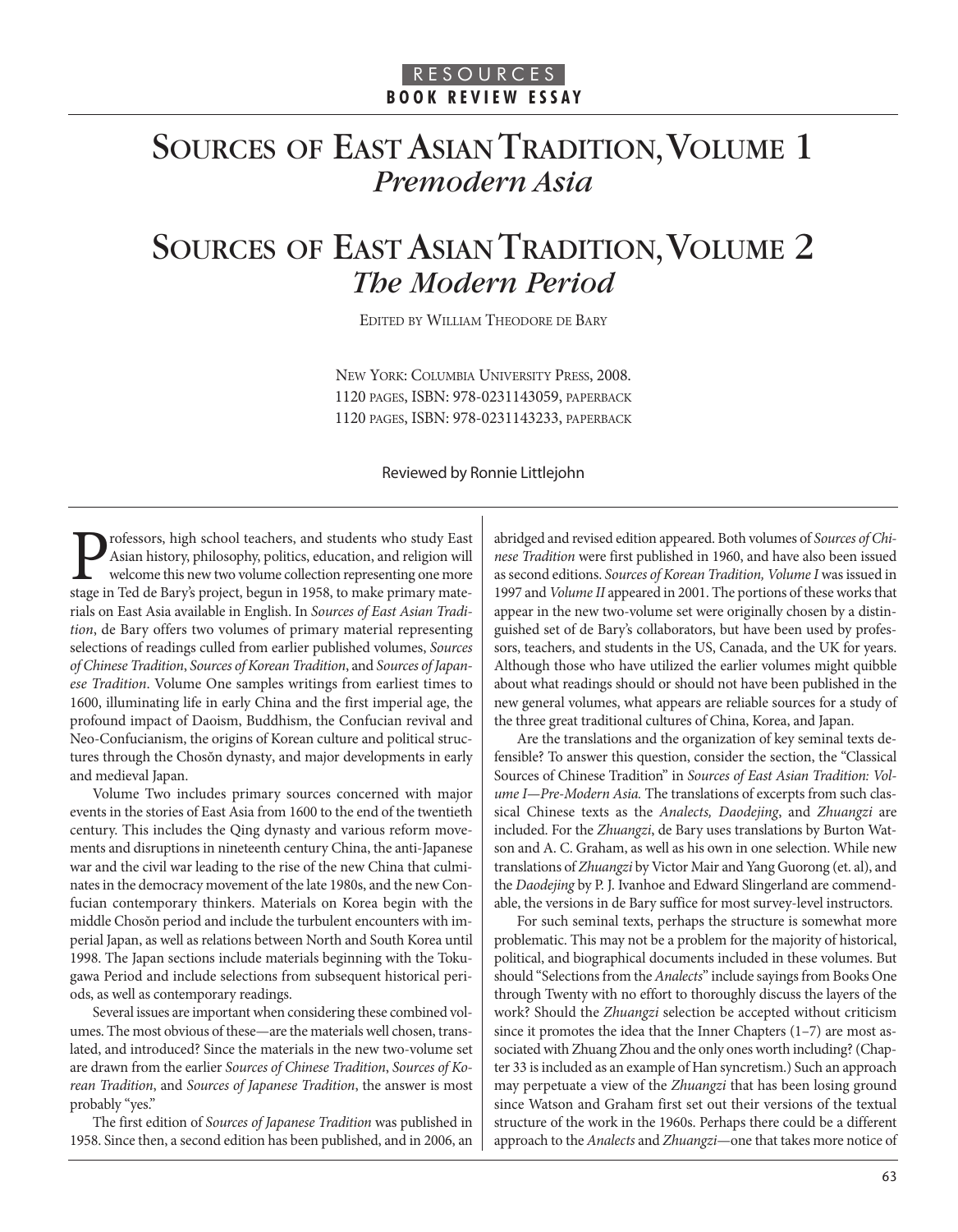RESOURCES

**BOOK REVIEW ESSAY**

# Sources of East Asian Tradition, Volume 1
## *Premodern Asia*

# Sources of East Asian Tradition, Volume 2
## *The Modern Period*

Edited by William Theodore de Bary

New York: Columbia University Press, 2008.
1120 pages, ISBN: 978-0231143059, paperback
1120 pages, ISBN: 978-0231143233, paperback

Reviewed by Ronnie Littlejohn

Professors, high school teachers, and students who study East Asian history, philosophy, politics, education, and religion will welcome this new two volume collection representing one more stage in Ted de Bary's project, begun in 1958, to make primary materials on East Asia available in English. In *Sources of East Asian Tradition*, de Bary offers two volumes of primary material representing selections of readings culled from earlier published volumes, *Sources of Chinese Tradition*, *Sources of Korean Tradition*, and *Sources of Japanese Tradition*. Volume One samples writings from earliest times to 1600, illuminating life in early China and the first imperial age, the profound impact of Daoism, Buddhism, the Confucian revival and Neo-Confucianism, the origins of Korean culture and political structures through the Chosŏn dynasty, and major developments in early and medieval Japan.

Volume Two includes primary sources concerned with major events in the stories of East Asia from 1600 to the end of the twentieth century. This includes the Qing dynasty and various reform movements and disruptions in nineteenth century China, the anti-Japanese war and the civil war leading to the rise of the new China that culminates in the democracy movement of the late 1980s, and the new Confucian contemporary thinkers. Materials on Korea begin with the middle Chosŏn period and include the turbulent encounters with imperial Japan, as well as relations between North and South Korea until 1998. The Japan sections include materials beginning with the Tokugawa Period and include selections from subsequent historical periods, as well as contemporary readings.

Several issues are important when considering these combined volumes. The most obvious of these—are the materials well chosen, translated, and introduced? Since the materials in the new two-volume set are drawn from the earlier *Sources of Chinese Tradition*, *Sources of Korean Tradition*, and *Sources of Japanese Tradition*, the answer is most probably "yes."

The first edition of *Sources of Japanese Tradition* was published in 1958. Since then, a second edition has been published, and in 2006, an abridged and revised edition appeared. Both volumes of *Sources of Chinese Tradition* were first published in 1960, and have also been issued as second editions. *Sources of Korean Tradition, Volume I* was issued in 1997 and *Volume II* appeared in 2001. The portions of these works that appear in the new two-volume set were originally chosen by a distinguished set of de Bary's collaborators, but have been used by professors, teachers, and students in the US, Canada, and the UK for years. Although those who have utilized the earlier volumes might quibble about what readings should or should not have been published in the new general volumes, what appears are reliable sources for a study of the three great traditional cultures of China, Korea, and Japan.

Are the translations and the organization of key seminal texts defensible? To answer this question, consider the section, the "Classical Sources of Chinese Tradition" in *Sources of East Asian Tradition: Volume I—Pre-Modern Asia.* The translations of excerpts from such classical Chinese texts as the *Analects, Daodejing*, and *Zhuangzi* are included. For the *Zhuangzi*, de Bary uses translations by Burton Watson and A. C. Graham, as well as his own in one selection. While new translations of *Zhuangzi* by Victor Mair and Yang Guorong (et. al), and the *Daodejing* by P. J. Ivanhoe and Edward Slingerland are commendable, the versions in de Bary suffice for most survey-level instructors.

For such seminal texts, perhaps the structure is somewhat more problematic. This may not be a problem for the majority of historical, political, and biographical documents included in these volumes. But should "Selections from the *Analects*" include sayings from Books One through Twenty with no effort to thoroughly discuss the layers of the work? Should the *Zhuangzi* selection be accepted without criticism since it promotes the idea that the Inner Chapters (1–7) are most associated with Zhuang Zhou and the only ones worth including? (Chapter 33 is included as an example of Han syncretism.) Such an approach may perpetuate a view of the *Zhuangzi* that has been losing ground since Watson and Graham first set out their versions of the textual structure of the work in the 1960s. Perhaps there could be a different approach to the *Analects* and *Zhuangzi*—one that takes more notice of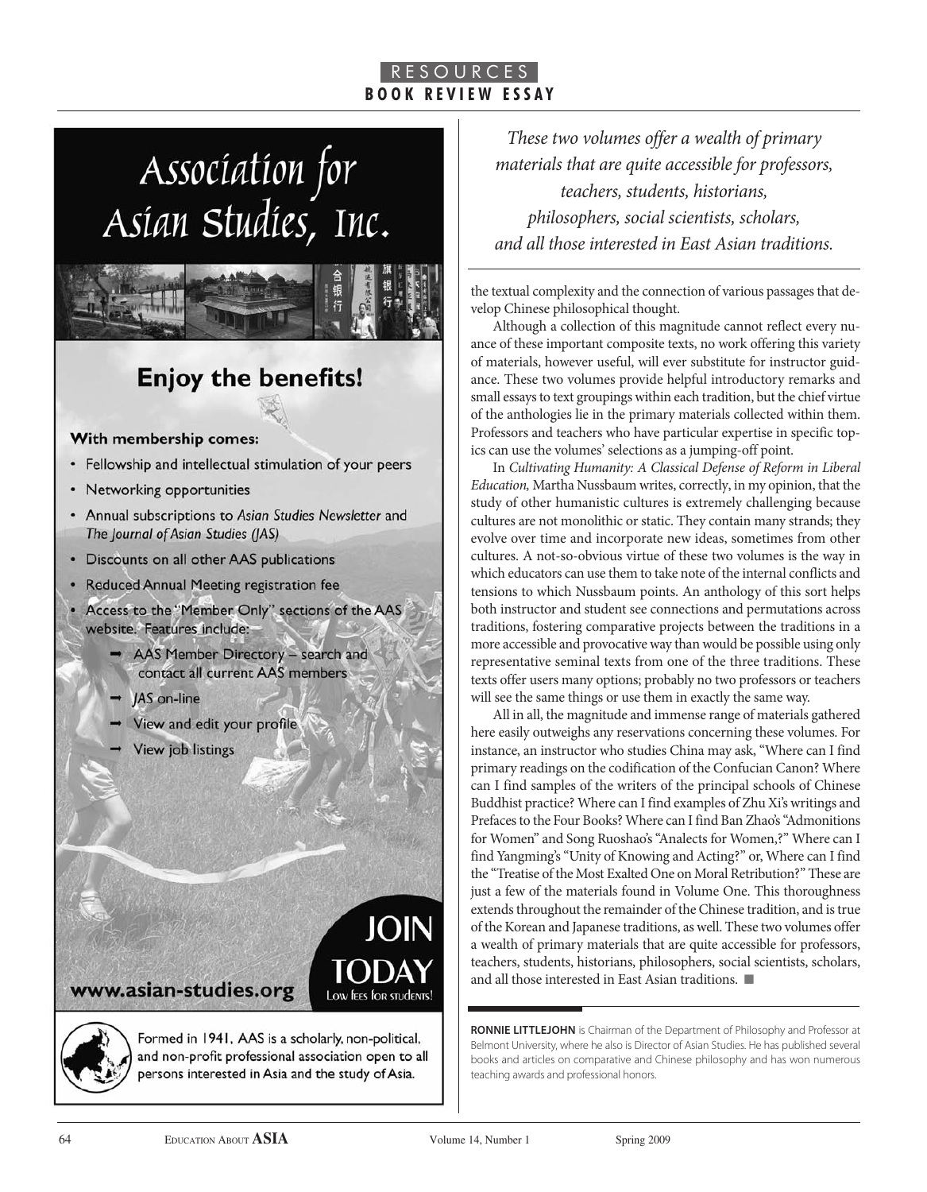RESOURCES
**BOOK REVIEW ESSAY**

# Association for Asian Studies, Inc.

## Enjoy the benefits!

**With membership comes:**

- Fellowship and intellectual stimulation of your peers
- Networking opportunities
- Annual subscriptions to *Asian Studies Newsletter* and *The Journal of Asian Studies (JAS)*
- Discounts on all other AAS publications
- Reduced Annual Meeting registration fee
- Access to the "Member Only" sections of the AAS website. Features include:
  - AAS Member Directory – search and contact all current AAS members
  - *JAS* on-line
  - View and edit your profile
  - View job listings

**www.asian-studies.org**

**JOIN TODAY**
Low fees for students!

Formed in 1941, AAS is a scholarly, non-political, and non-profit professional association open to all persons interested in Asia and the study of Asia.

---

*These two volumes offer a wealth of primary materials that are quite accessible for professors, teachers, students, historians, philosophers, social scientists, scholars, and all those interested in East Asian traditions.*

the textual complexity and the connection of various passages that develop Chinese philosophical thought.

Although a collection of this magnitude cannot reflect every nuance of these important composite texts, no work offering this variety of materials, however useful, will ever substitute for instructor guidance. These two volumes provide helpful introductory remarks and small essays to text groupings within each tradition, but the chief virtue of the anthologies lie in the primary materials collected within them. Professors and teachers who have particular expertise in specific topics can use the volumes' selections as a jumping-off point.

In *Cultivating Humanity: A Classical Defense of Reform in Liberal Education,* Martha Nussbaum writes, correctly, in my opinion, that the study of other humanistic cultures is extremely challenging because cultures are not monolithic or static. They contain many strands; they evolve over time and incorporate new ideas, sometimes from other cultures. A not-so-obvious virtue of these two volumes is the way in which educators can use them to take note of the internal conflicts and tensions to which Nussbaum points. An anthology of this sort helps both instructor and student see connections and permutations across traditions, fostering comparative projects between the traditions in a more accessible and provocative way than would be possible using only representative seminal texts from one of the three traditions. These texts offer users many options; probably no two professors or teachers will see the same things or use them in exactly the same way.

All in all, the magnitude and immense range of materials gathered here easily outweighs any reservations concerning these volumes. For instance, an instructor who studies China may ask, "Where can I find primary readings on the codification of the Confucian Canon? Where can I find samples of the writers of the principal schools of Chinese Buddhist practice? Where can I find examples of Zhu Xi's writings and Prefaces to the Four Books? Where can I find Ban Zhao's "Admonitions for Women" and Song Ruoshao's "Analects for Women,?" Where can I find Yangming's "Unity of Knowing and Acting?" or, Where can I find the "Treatise of the Most Exalted One on Moral Retribution?" These are just a few of the materials found in Volume One. This thoroughness extends throughout the remainder of the Chinese tradition, and is true of the Korean and Japanese traditions, as well. These two volumes offer a wealth of primary materials that are quite accessible for professors, teachers, students, historians, philosophers, social scientists, scholars, and all those interested in East Asian traditions. ■

**RONNIE LITTLEJOHN** is Chairman of the Department of Philosophy and Professor at Belmont University, where he also is Director of Asian Studies. He has published several books and articles on comparative and Chinese philosophy and has won numerous teaching awards and professional honors.